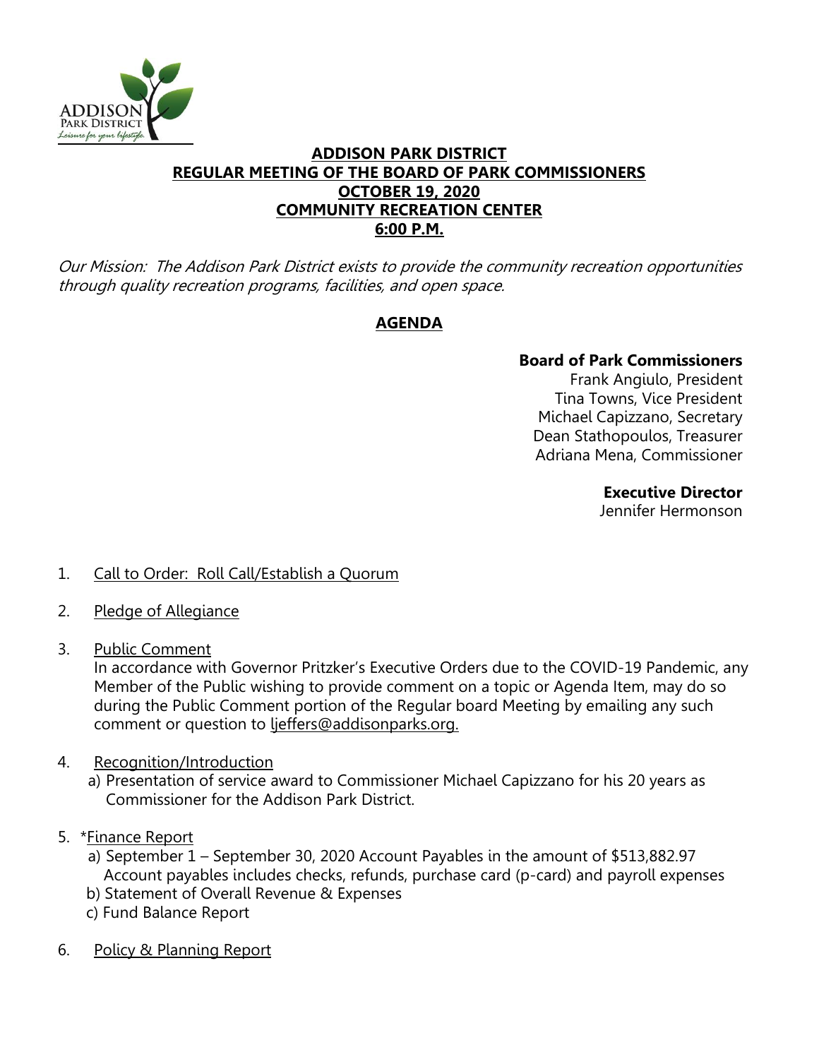ADDISON PARK DISTRICT
*Leisure for your lifestyle.*

# ADDISON PARK DISTRICT
## REGULAR MEETING OF THE BOARD OF PARK COMMISSIONERS
## OCTOBER 19, 2020
## COMMUNITY RECREATION CENTER
## 6:00 P.M.

*Our Mission: The Addison Park District exists to provide the community recreation opportunities through quality recreation programs, facilities, and open space.*

## AGENDA

**Board of Park Commissioners**
Frank Angiulo, President
Tina Towns, Vice President
Michael Capizzano, Secretary
Dean Stathopoulos, Treasurer
Adriana Mena, Commissioner

**Executive Director**
Jennifer Hermonson

1. Call to Order: Roll Call/Establish a Quorum

2. Pledge of Allegiance

3. Public Comment
   In accordance with Governor Pritzker's Executive Orders due to the COVID-19 Pandemic, any Member of the Public wishing to provide comment on a topic or Agenda Item, may do so during the Public Comment portion of the Regular board Meeting by emailing any such comment or question to ljeffers@addisonparks.org.

4. Recognition/Introduction
   a) Presentation of service award to Commissioner Michael Capizzano for his 20 years as Commissioner for the Addison Park District.

5. *Finance Report
   a) September 1 – September 30, 2020 Account Payables in the amount of $513,882.97
      Account payables includes checks, refunds, purchase card (p-card) and payroll expenses
   b) Statement of Overall Revenue & Expenses
   c) Fund Balance Report

6. Policy & Planning Report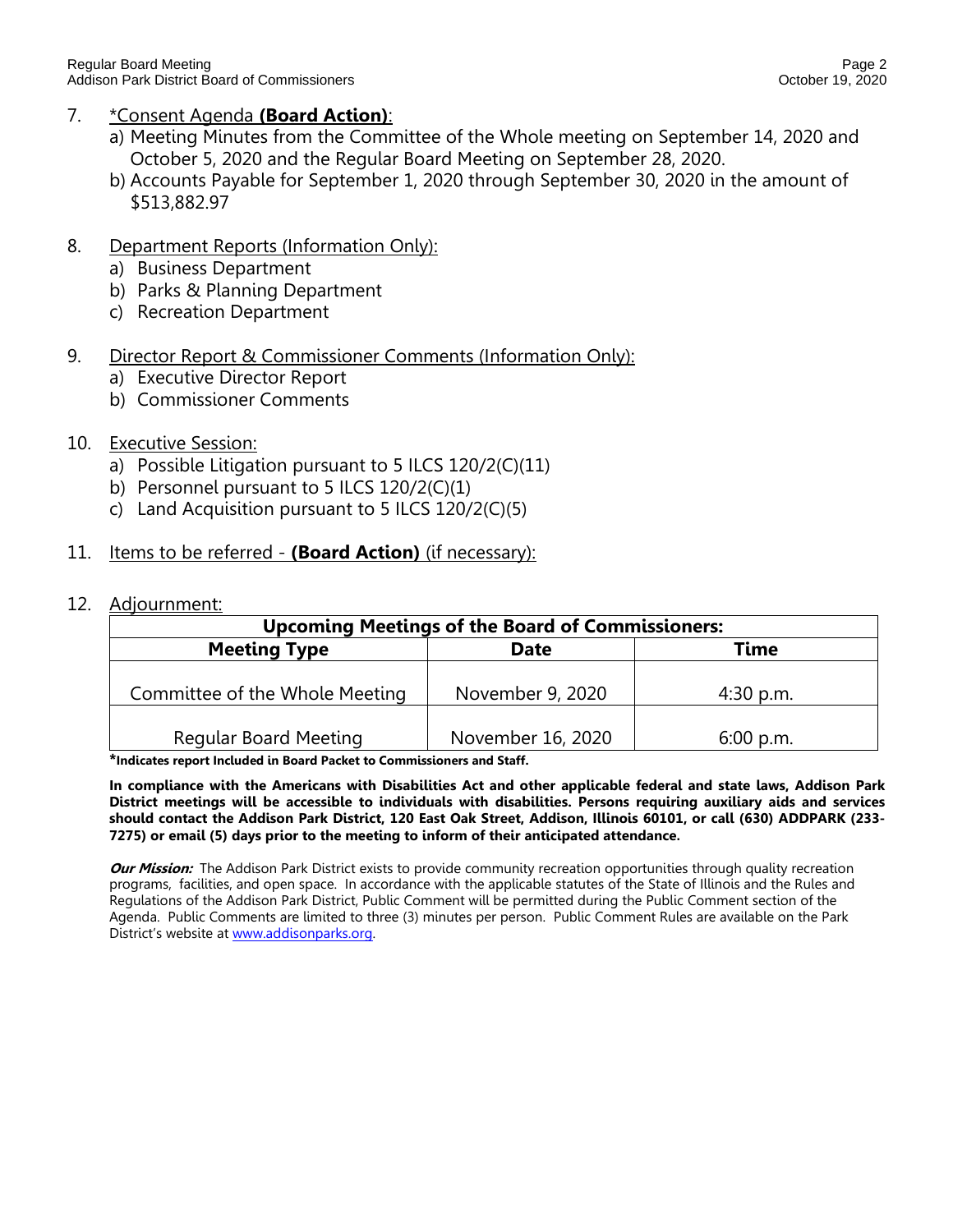7. *Consent Agenda **(Board Action)**:
   a) Meeting Minutes from the Committee of the Whole meeting on September 14, 2020 and October 5, 2020 and the Regular Board Meeting on September 28, 2020.
   b) Accounts Payable for September 1, 2020 through September 30, 2020 in the amount of $513,882.97

8. Department Reports (Information Only):
   a) Business Department
   b) Parks & Planning Department
   c) Recreation Department

9. Director Report & Commissioner Comments (Information Only):
   a) Executive Director Report
   b) Commissioner Comments

10. Executive Session:
    a) Possible Litigation pursuant to 5 ILCS 120/2(C)(11)
    b) Personnel pursuant to 5 ILCS 120/2(C)(1)
    c) Land Acquisition pursuant to 5 ILCS 120/2(C)(5)

11. Items to be referred - **(Board Action)** (if necessary):

12. Adjournment:

| Upcoming Meetings of the Board of Commissioners: | | |
|---|---|---|
| **Meeting Type** | **Date** | **Time** |
| Committee of the Whole Meeting | November 9, 2020 | 4:30 p.m. |
| Regular Board Meeting | November 16, 2020 | 6:00 p.m. |

***Indicates report Included in Board Packet to Commissioners and Staff.**

**In compliance with the Americans with Disabilities Act and other applicable federal and state laws, Addison Park District meetings will be accessible to individuals with disabilities. Persons requiring auxiliary aids and services should contact the Addison Park District, 120 East Oak Street, Addison, Illinois 60101, or call (630) ADDPARK (233-7275) or email (5) days prior to the meeting to inform of their anticipated attendance.**

***Our Mission:*** The Addison Park District exists to provide community recreation opportunities through quality recreation programs, facilities, and open space. In accordance with the applicable statutes of the State of Illinois and the Rules and Regulations of the Addison Park District, Public Comment will be permitted during the Public Comment section of the Agenda. Public Comments are limited to three (3) minutes per person. Public Comment Rules are available on the Park District's website at www.addisonparks.org.